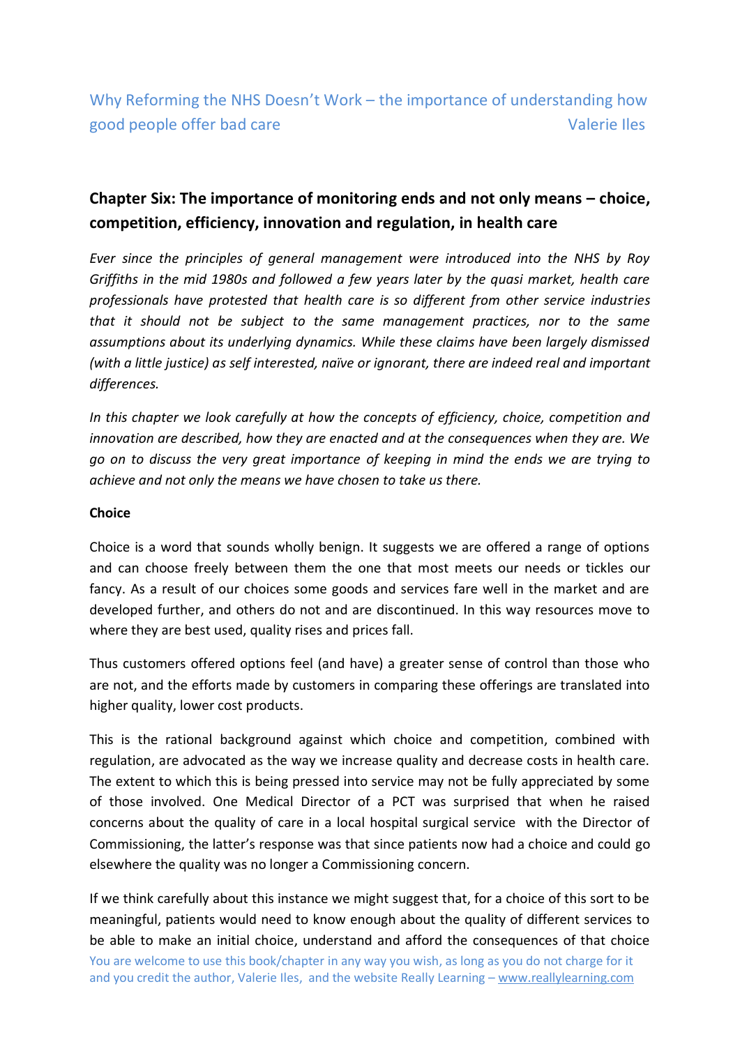Why Reforming the NHS Doesn't Work – the importance of understanding how good people offer bad care — Valerie Iles

## Chapter Six: The importance of monitoring ends and not only means – choice, competition, efficiency, innovation and regulation, in health care

*Ever since the principles of general management were introduced into the NHS by Roy Griffiths in the mid 1980s and followed a few years later by the quasi market, health care professionals have protested that health care is so different from other service industries that it should not be subject to the same management practices, nor to the same assumptions about its underlying dynamics. While these claims have been largely dismissed (with a little justice) as self interested, naïve or ignorant, there are indeed real and important differences.*

*In this chapter we look carefully at how the concepts of efficiency, choice, competition and innovation are described, how they are enacted and at the consequences when they are. We go on to discuss the very great importance of keeping in mind the ends we are trying to achieve and not only the means we have chosen to take us there.*

**Choice**

Choice is a word that sounds wholly benign. It suggests we are offered a range of options and can choose freely between them the one that most meets our needs or tickles our fancy. As a result of our choices some goods and services fare well in the market and are developed further, and others do not and are discontinued. In this way resources move to where they are best used, quality rises and prices fall.

Thus customers offered options feel (and have) a greater sense of control than those who are not, and the efforts made by customers in comparing these offerings are translated into higher quality, lower cost products.

This is the rational background against which choice and competition, combined with regulation, are advocated as the way we increase quality and decrease costs in health care. The extent to which this is being pressed into service may not be fully appreciated by some of those involved. One Medical Director of a PCT was surprised that when he raised concerns about the quality of care in a local hospital surgical service with the Director of Commissioning, the latter's response was that since patients now had a choice and could go elsewhere the quality was no longer a Commissioning concern.

If we think carefully about this instance we might suggest that, for a choice of this sort to be meaningful, patients would need to know enough about the quality of different services to be able to make an initial choice, understand and afford the consequences of that choice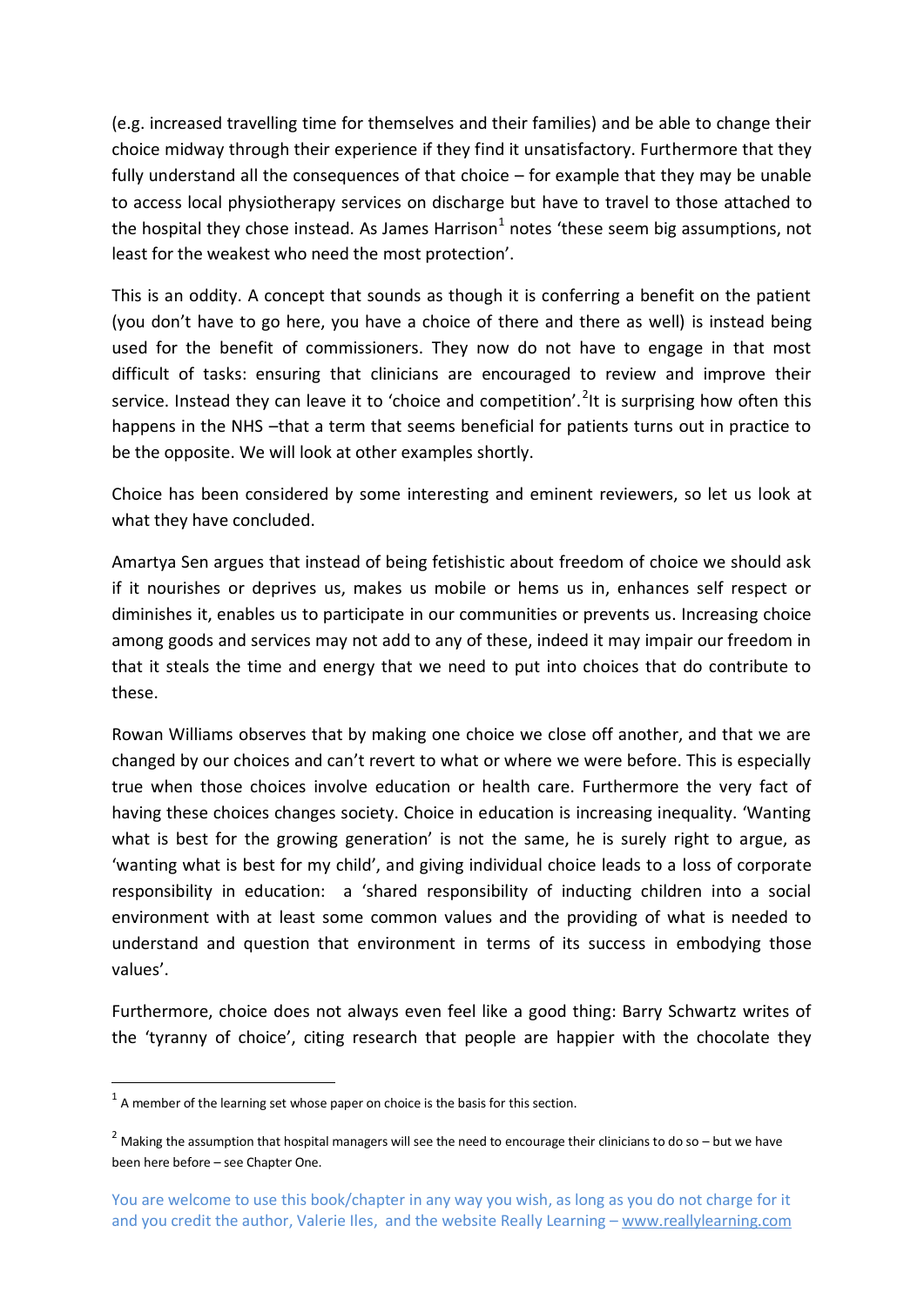(e.g. increased travelling time for themselves and their families) and be able to change their choice midway through their experience if they find it unsatisfactory. Furthermore that they fully understand all the consequences of that choice – for example that they may be unable to access local physiotherapy services on discharge but have to travel to those attached to the hospital they chose instead. As James Harrison[1] notes 'these seem big assumptions, not least for the weakest who need the most protection'.

This is an oddity. A concept that sounds as though it is conferring a benefit on the patient (you don't have to go here, you have a choice of there and there as well) is instead being used for the benefit of commissioners. They now do not have to engage in that most difficult of tasks: ensuring that clinicians are encouraged to review and improve their service. Instead they can leave it to 'choice and competition'.[2]It is surprising how often this happens in the NHS –that a term that seems beneficial for patients turns out in practice to be the opposite. We will look at other examples shortly.

Choice has been considered by some interesting and eminent reviewers, so let us look at what they have concluded.

Amartya Sen argues that instead of being fetishistic about freedom of choice we should ask if it nourishes or deprives us, makes us mobile or hems us in, enhances self respect or diminishes it, enables us to participate in our communities or prevents us. Increasing choice among goods and services may not add to any of these, indeed it may impair our freedom in that it steals the time and energy that we need to put into choices that do contribute to these.

Rowan Williams observes that by making one choice we close off another, and that we are changed by our choices and can't revert to what or where we were before. This is especially true when those choices involve education or health care. Furthermore the very fact of having these choices changes society. Choice in education is increasing inequality. 'Wanting what is best for the growing generation' is not the same, he is surely right to argue, as 'wanting what is best for my child', and giving individual choice leads to a loss of corporate responsibility in education: a 'shared responsibility of inducting children into a social environment with at least some common values and the providing of what is needed to understand and question that environment in terms of its success in embodying those values'.

Furthermore, choice does not always even feel like a good thing: Barry Schwartz writes of the 'tyranny of choice', citing research that people are happier with the chocolate they

---

[1] A member of the learning set whose paper on choice is the basis for this section.

[2] Making the assumption that hospital managers will see the need to encourage their clinicians to do so – but we have been here before – see Chapter One.

You are welcome to use this book/chapter in any way you wish, as long as you do not charge for it and you credit the author, Valerie Iles, and the website Really Learning – www.reallylearning.com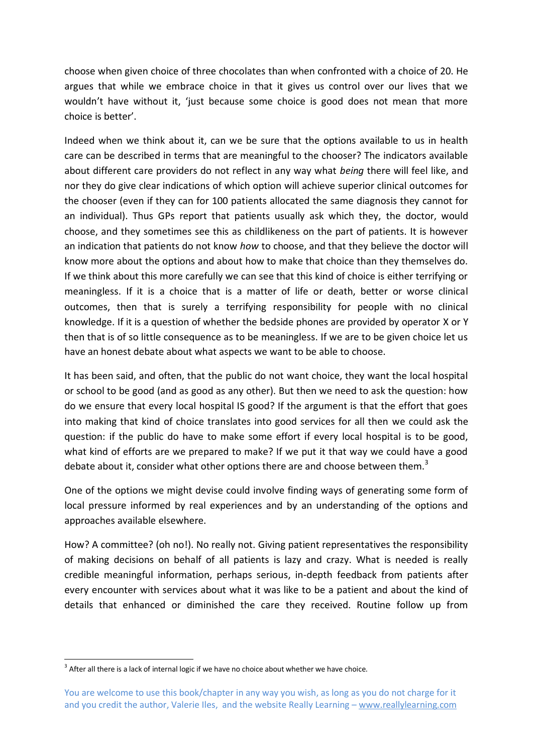choose when given choice of three chocolates than when confronted with a choice of 20. He argues that while we embrace choice in that it gives us control over our lives that we wouldn't have without it, 'just because some choice is good does not mean that more choice is better'.

Indeed when we think about it, can we be sure that the options available to us in health care can be described in terms that are meaningful to the chooser? The indicators available about different care providers do not reflect in any way what *being* there will feel like, and nor they do give clear indications of which option will achieve superior clinical outcomes for the chooser (even if they can for 100 patients allocated the same diagnosis they cannot for an individual). Thus GPs report that patients usually ask which they, the doctor, would choose, and they sometimes see this as childlikeness on the part of patients. It is however an indication that patients do not know *how* to choose, and that they believe the doctor will know more about the options and about how to make that choice than they themselves do. If we think about this more carefully we can see that this kind of choice is either terrifying or meaningless. If it is a choice that is a matter of life or death, better or worse clinical outcomes, then that is surely a terrifying responsibility for people with no clinical knowledge. If it is a question of whether the bedside phones are provided by operator X or Y then that is of so little consequence as to be meaningless. If we are to be given choice let us have an honest debate about what aspects we want to be able to choose.

It has been said, and often, that the public do not want choice, they want the local hospital or school to be good (and as good as any other). But then we need to ask the question: how do we ensure that every local hospital IS good? If the argument is that the effort that goes into making that kind of choice translates into good services for all then we could ask the question: if the public do have to make some effort if every local hospital is to be good, what kind of efforts are we prepared to make? If we put it that way we could have a good debate about it, consider what other options there are and choose between them.[3]

One of the options we might devise could involve finding ways of generating some form of local pressure informed by real experiences and by an understanding of the options and approaches available elsewhere.

How? A committee? (oh no!). No really not. Giving patient representatives the responsibility of making decisions on behalf of all patients is lazy and crazy. What is needed is really credible meaningful information, perhaps serious, in-depth feedback from patients after every encounter with services about what it was like to be a patient and about the kind of details that enhanced or diminished the care they received. Routine follow up from

[3] After all there is a lack of internal logic if we have no choice about whether we have choice.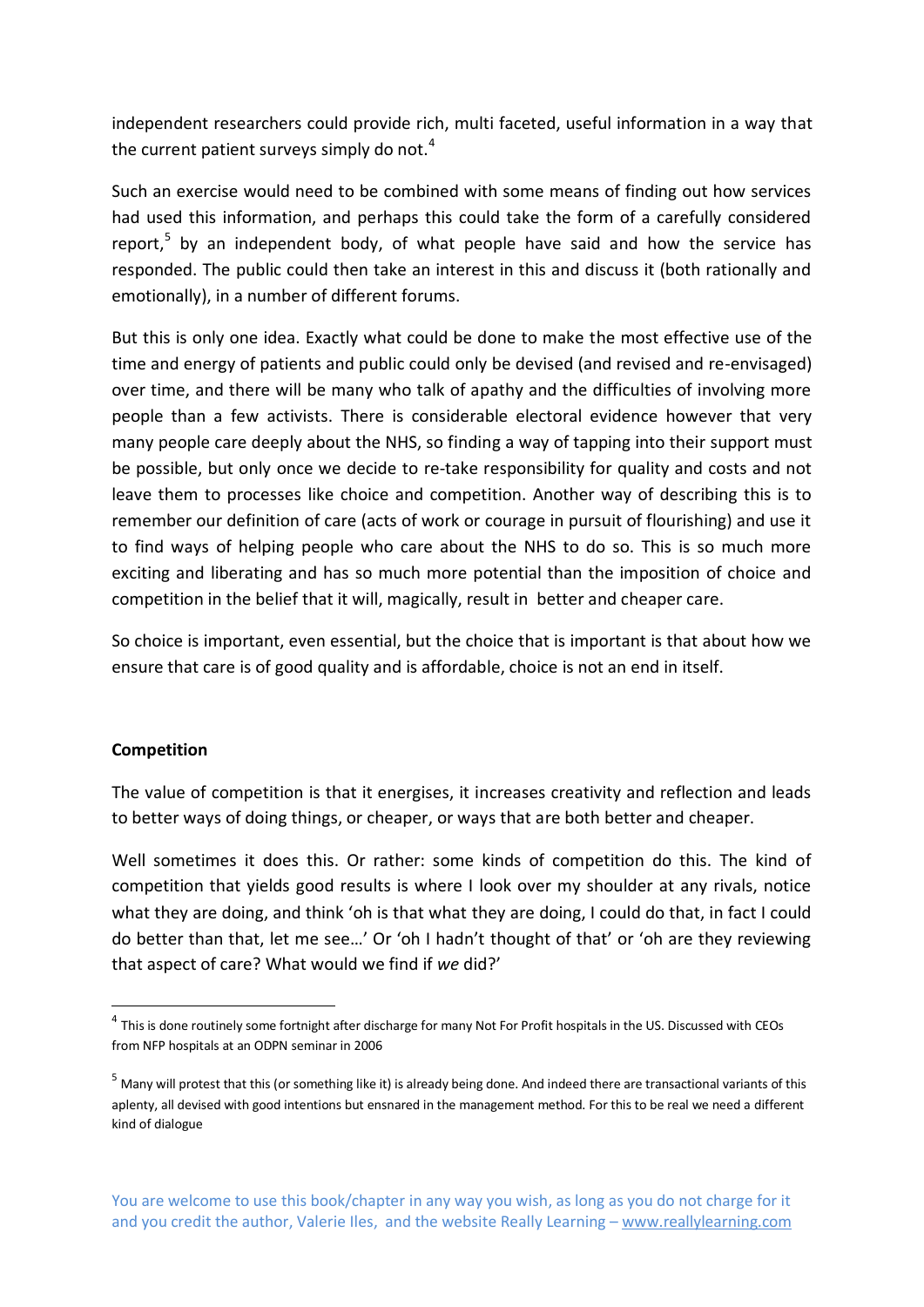independent researchers could provide rich, multi faceted, useful information in a way that the current patient surveys simply do not.[4]

Such an exercise would need to be combined with some means of finding out how services had used this information, and perhaps this could take the form of a carefully considered report,[5] by an independent body, of what people have said and how the service has responded. The public could then take an interest in this and discuss it (both rationally and emotionally), in a number of different forums.

But this is only one idea. Exactly what could be done to make the most effective use of the time and energy of patients and public could only be devised (and revised and re-envisaged) over time, and there will be many who talk of apathy and the difficulties of involving more people than a few activists. There is considerable electoral evidence however that very many people care deeply about the NHS, so finding a way of tapping into their support must be possible, but only once we decide to re-take responsibility for quality and costs and not leave them to processes like choice and competition. Another way of describing this is to remember our definition of care (acts of work or courage in pursuit of flourishing) and use it to find ways of helping people who care about the NHS to do so. This is so much more exciting and liberating and has so much more potential than the imposition of choice and competition in the belief that it will, magically, result in better and cheaper care.

So choice is important, even essential, but the choice that is important is that about how we ensure that care is of good quality and is affordable, choice is not an end in itself.

**Competition**

The value of competition is that it energises, it increases creativity and reflection and leads to better ways of doing things, or cheaper, or ways that are both better and cheaper.

Well sometimes it does this. Or rather: some kinds of competition do this. The kind of competition that yields good results is where I look over my shoulder at any rivals, notice what they are doing, and think 'oh is that what they are doing, I could do that, in fact I could do better than that, let me see…' Or 'oh I hadn't thought of that' or 'oh are they reviewing that aspect of care? What would we find if *we* did?'

---

[4] This is done routinely some fortnight after discharge for many Not For Profit hospitals in the US. Discussed with CEOs from NFP hospitals at an ODPN seminar in 2006

[5] Many will protest that this (or something like it) is already being done. And indeed there are transactional variants of this aplenty, all devised with good intentions but ensnared in the management method. For this to be real we need a different kind of dialogue

You are welcome to use this book/chapter in any way you wish, as long as you do not charge for it and you credit the author, Valerie Iles, and the website Really Learning – www.reallylearning.com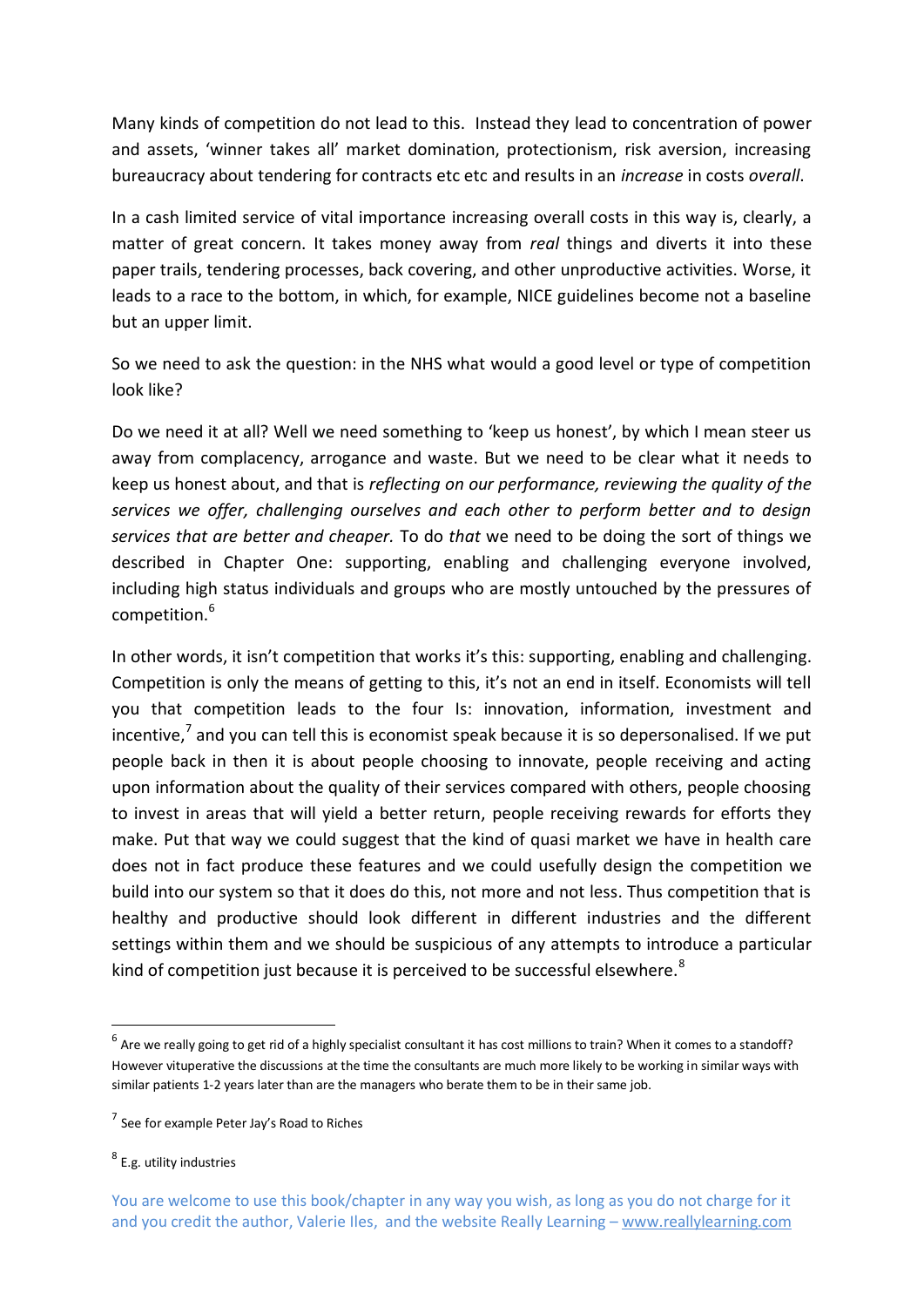Many kinds of competition do not lead to this. Instead they lead to concentration of power and assets, 'winner takes all' market domination, protectionism, risk aversion, increasing bureaucracy about tendering for contracts etc etc and results in an *increase* in costs *overall*.

In a cash limited service of vital importance increasing overall costs in this way is, clearly, a matter of great concern. It takes money away from *real* things and diverts it into these paper trails, tendering processes, back covering, and other unproductive activities. Worse, it leads to a race to the bottom, in which, for example, NICE guidelines become not a baseline but an upper limit.

So we need to ask the question: in the NHS what would a good level or type of competition look like?

Do we need it at all? Well we need something to 'keep us honest', by which I mean steer us away from complacency, arrogance and waste. But we need to be clear what it needs to keep us honest about, and that is *reflecting on our performance, reviewing the quality of the services we offer, challenging ourselves and each other to perform better and to design services that are better and cheaper.* To do *that* we need to be doing the sort of things we described in Chapter One: supporting, enabling and challenging everyone involved, including high status individuals and groups who are mostly untouched by the pressures of competition.[6]

In other words, it isn't competition that works it's this: supporting, enabling and challenging. Competition is only the means of getting to this, it's not an end in itself. Economists will tell you that competition leads to the four Is: innovation, information, investment and incentive,[7] and you can tell this is economist speak because it is so depersonalised. If we put people back in then it is about people choosing to innovate, people receiving and acting upon information about the quality of their services compared with others, people choosing to invest in areas that will yield a better return, people receiving rewards for efforts they make. Put that way we could suggest that the kind of quasi market we have in health care does not in fact produce these features and we could usefully design the competition we build into our system so that it does do this, not more and not less. Thus competition that is healthy and productive should look different in different industries and the different settings within them and we should be suspicious of any attempts to introduce a particular kind of competition just because it is perceived to be successful elsewhere.[8]

---

[6] Are we really going to get rid of a highly specialist consultant it has cost millions to train? When it comes to a standoff? However vituperative the discussions at the time the consultants are much more likely to be working in similar ways with similar patients 1-2 years later than are the managers who berate them to be in their same job.

[7] See for example Peter Jay's Road to Riches

[8] E.g. utility industries

You are welcome to use this book/chapter in any way you wish, as long as you do not charge for it and you credit the author, Valerie Iles, and the website Really Learning – www.reallylearning.com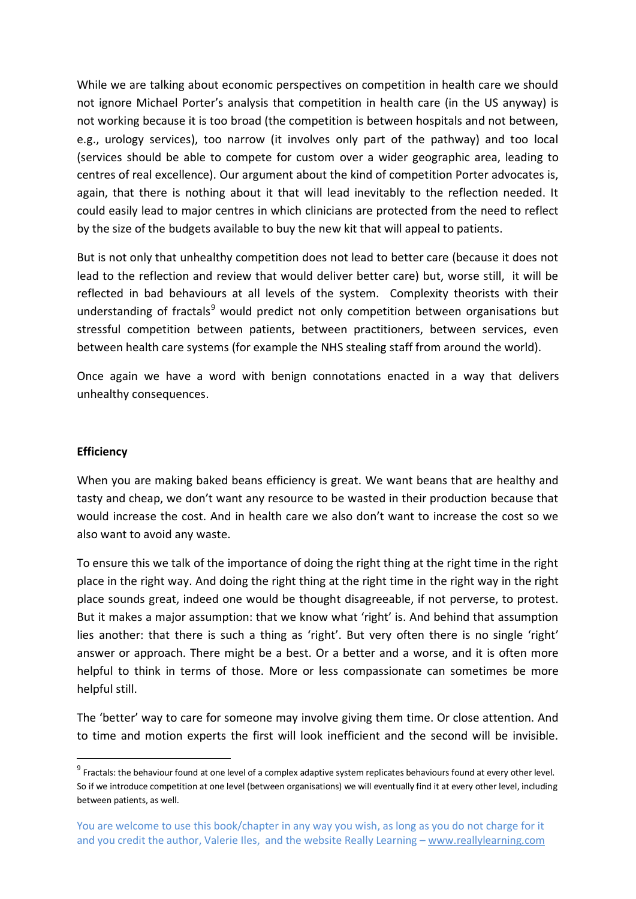While we are talking about economic perspectives on competition in health care we should not ignore Michael Porter's analysis that competition in health care (in the US anyway) is not working because it is too broad (the competition is between hospitals and not between, e.g., urology services), too narrow (it involves only part of the pathway) and too local (services should be able to compete for custom over a wider geographic area, leading to centres of real excellence). Our argument about the kind of competition Porter advocates is, again, that there is nothing about it that will lead inevitably to the reflection needed. It could easily lead to major centres in which clinicians are protected from the need to reflect by the size of the budgets available to buy the new kit that will appeal to patients.

But is not only that unhealthy competition does not lead to better care (because it does not lead to the reflection and review that would deliver better care) but, worse still, it will be reflected in bad behaviours at all levels of the system. Complexity theorists with their understanding of fractals[9] would predict not only competition between organisations but stressful competition between patients, between practitioners, between services, even between health care systems (for example the NHS stealing staff from around the world).

Once again we have a word with benign connotations enacted in a way that delivers unhealthy consequences.

**Efficiency**

When you are making baked beans efficiency is great. We want beans that are healthy and tasty and cheap, we don't want any resource to be wasted in their production because that would increase the cost. And in health care we also don't want to increase the cost so we also want to avoid any waste.

To ensure this we talk of the importance of doing the right thing at the right time in the right place in the right way. And doing the right thing at the right time in the right way in the right place sounds great, indeed one would be thought disagreeable, if not perverse, to protest. But it makes a major assumption: that we know what 'right' is. And behind that assumption lies another: that there is such a thing as 'right'. But very often there is no single 'right' answer or approach. There might be a best. Or a better and a worse, and it is often more helpful to think in terms of those. More or less compassionate can sometimes be more helpful still.

The 'better' way to care for someone may involve giving them time. Or close attention. And to time and motion experts the first will look inefficient and the second will be invisible.

---

[9] Fractals: the behaviour found at one level of a complex adaptive system replicates behaviours found at every other level. So if we introduce competition at one level (between organisations) we will eventually find it at every other level, including between patients, as well.

You are welcome to use this book/chapter in any way you wish, as long as you do not charge for it and you credit the author, Valerie Iles, and the website Really Learning – www.reallylearning.com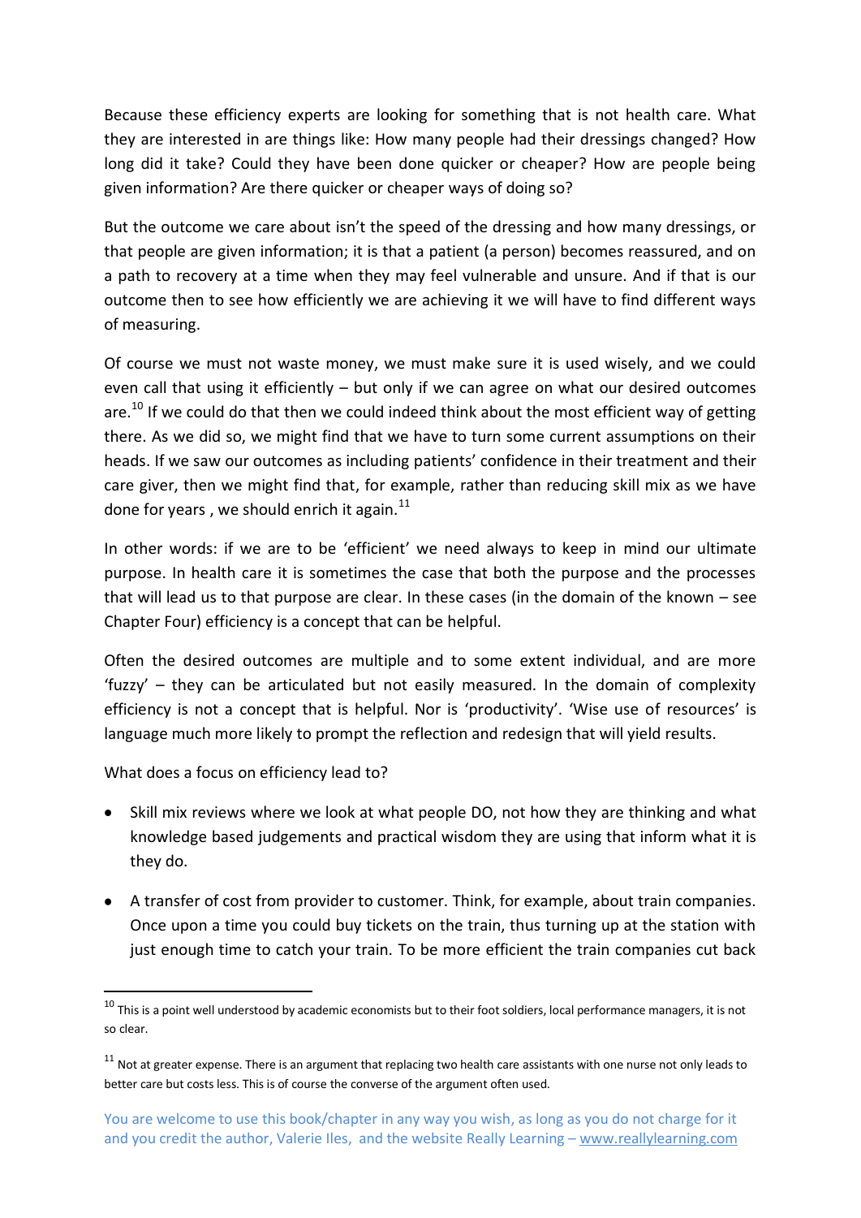Because these efficiency experts are looking for something that is not health care. What they are interested in are things like: How many people had their dressings changed? How long did it take? Could they have been done quicker or cheaper? How are people being given information? Are there quicker or cheaper ways of doing so?

But the outcome we care about isn't the speed of the dressing and how many dressings, or that people are given information; it is that a patient (a person) becomes reassured, and on a path to recovery at a time when they may feel vulnerable and unsure. And if that is our outcome then to see how efficiently we are achieving it we will have to find different ways of measuring.

Of course we must not waste money, we must make sure it is used wisely, and we could even call that using it efficiently – but only if we can agree on what our desired outcomes are.[10] If we could do that then we could indeed think about the most efficient way of getting there. As we did so, we might find that we have to turn some current assumptions on their heads. If we saw our outcomes as including patients' confidence in their treatment and their care giver, then we might find that, for example, rather than reducing skill mix as we have done for years , we should enrich it again.[11]

In other words: if we are to be 'efficient' we need always to keep in mind our ultimate purpose. In health care it is sometimes the case that both the purpose and the processes that will lead us to that purpose are clear. In these cases (in the domain of the known – see Chapter Four) efficiency is a concept that can be helpful.

Often the desired outcomes are multiple and to some extent individual, and are more 'fuzzy' – they can be articulated but not easily measured. In the domain of complexity efficiency is not a concept that is helpful. Nor is 'productivity'. 'Wise use of resources' is language much more likely to prompt the reflection and redesign that will yield results.

What does a focus on efficiency lead to?

- Skill mix reviews where we look at what people DO, not how they are thinking and what knowledge based judgements and practical wisdom they are using that inform what it is they do.
- A transfer of cost from provider to customer. Think, for example, about train companies. Once upon a time you could buy tickets on the train, thus turning up at the station with just enough time to catch your train. To be more efficient the train companies cut back

---

[10] This is a point well understood by academic economists but to their foot soldiers, local performance managers, it is not so clear.

[11] Not at greater expense. There is an argument that replacing two health care assistants with one nurse not only leads to better care but costs less. This is of course the converse of the argument often used.

You are welcome to use this book/chapter in any way you wish, as long as you do not charge for it and you credit the author, Valerie Iles, and the website Really Learning – www.reallylearning.com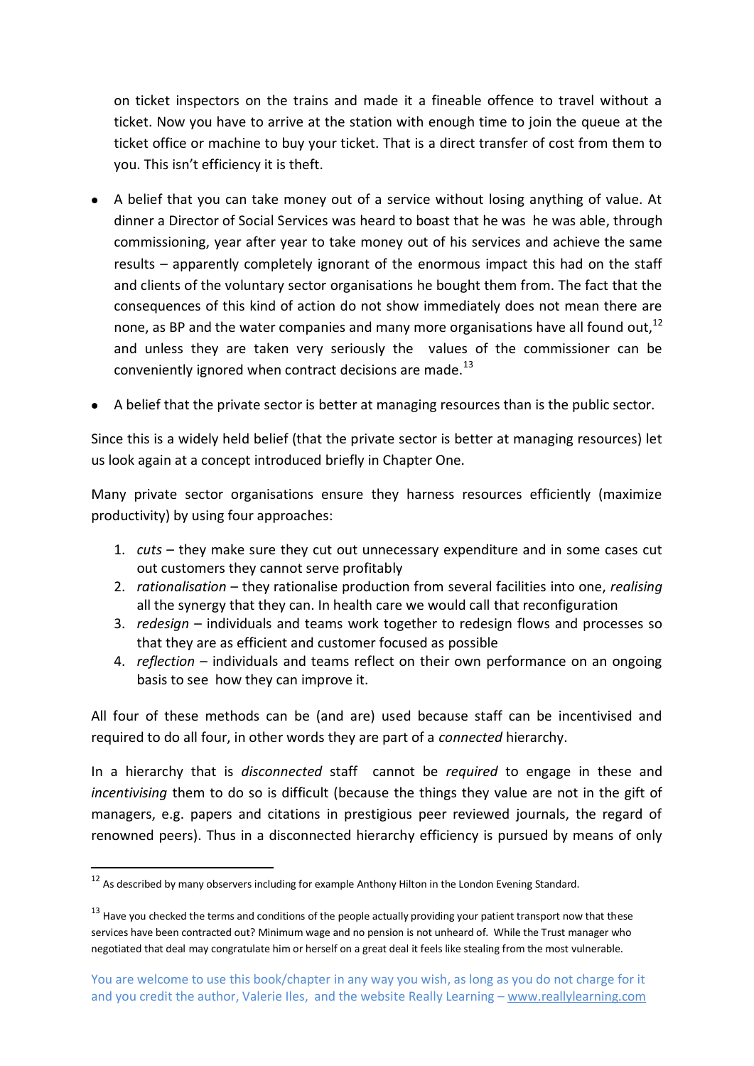on ticket inspectors on the trains and made it a fineable offence to travel without a ticket. Now you have to arrive at the station with enough time to join the queue at the ticket office or machine to buy your ticket. That is a direct transfer of cost from them to you. This isn't efficiency it is theft.

- A belief that you can take money out of a service without losing anything of value. At dinner a Director of Social Services was heard to boast that he was he was able, through commissioning, year after year to take money out of his services and achieve the same results – apparently completely ignorant of the enormous impact this had on the staff and clients of the voluntary sector organisations he bought them from. The fact that the consequences of this kind of action do not show immediately does not mean there are none, as BP and the water companies and many more organisations have all found out,[12] and unless they are taken very seriously the values of the commissioner can be conveniently ignored when contract decisions are made.[13]
- A belief that the private sector is better at managing resources than is the public sector.

Since this is a widely held belief (that the private sector is better at managing resources) let us look again at a concept introduced briefly in Chapter One.

Many private sector organisations ensure they harness resources efficiently (maximize productivity) by using four approaches:

1. *cuts* – they make sure they cut out unnecessary expenditure and in some cases cut out customers they cannot serve profitably
2. *rationalisation* – they rationalise production from several facilities into one, *realising* all the synergy that they can. In health care we would call that reconfiguration
3. *redesign* – individuals and teams work together to redesign flows and processes so that they are as efficient and customer focused as possible
4. *reflection* – individuals and teams reflect on their own performance on an ongoing basis to see how they can improve it.

All four of these methods can be (and are) used because staff can be incentivised and required to do all four, in other words they are part of a *connected* hierarchy.

In a hierarchy that is *disconnected* staff cannot be *required* to engage in these and *incentivising* them to do so is difficult (because the things they value are not in the gift of managers, e.g. papers and citations in prestigious peer reviewed journals, the regard of renowned peers). Thus in a disconnected hierarchy efficiency is pursued by means of only

---

[12] As described by many observers including for example Anthony Hilton in the London Evening Standard.

[13] Have you checked the terms and conditions of the people actually providing your patient transport now that these services have been contracted out? Minimum wage and no pension is not unheard of. While the Trust manager who negotiated that deal may congratulate him or herself on a great deal it feels like stealing from the most vulnerable.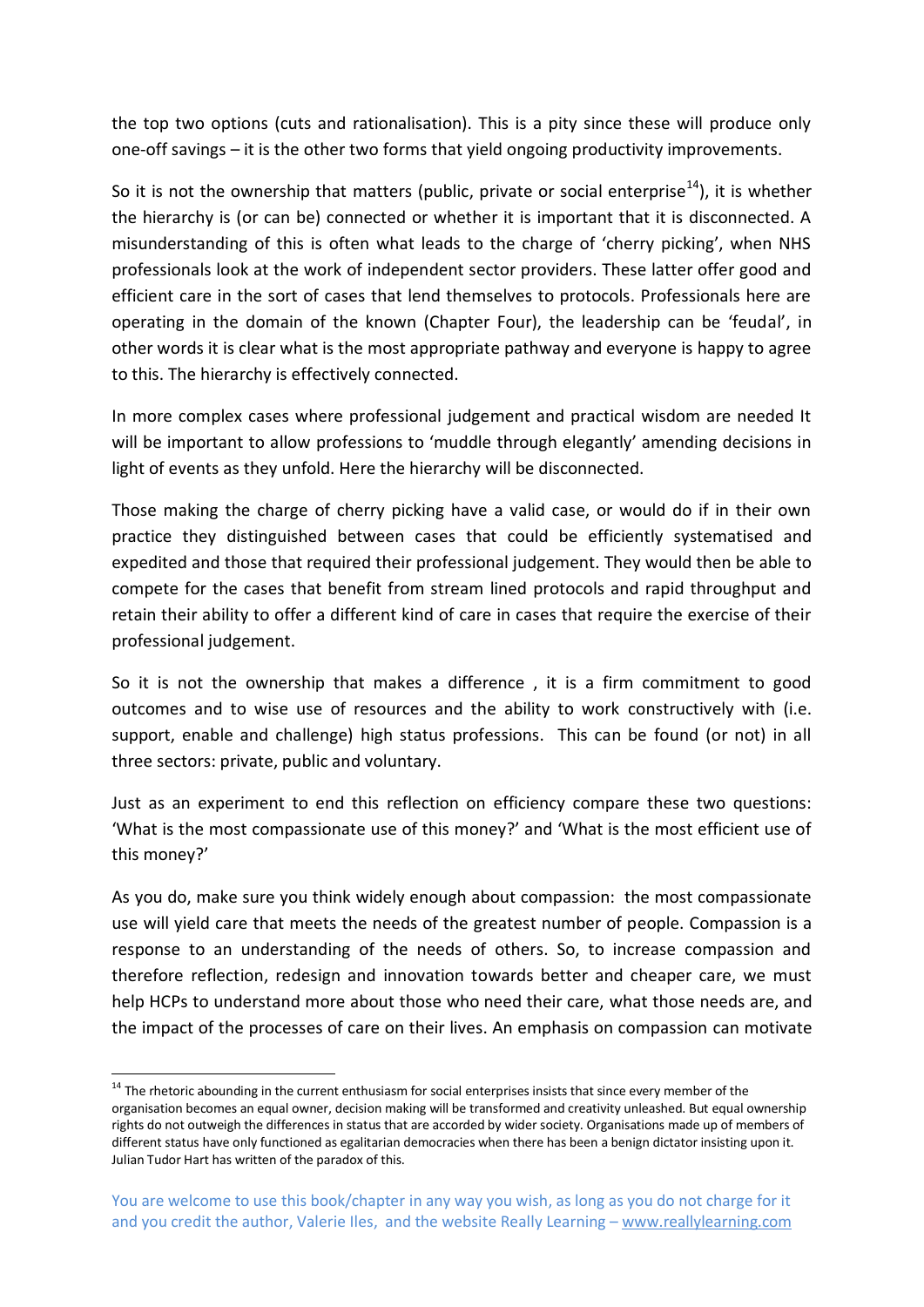the top two options (cuts and rationalisation). This is a pity since these will produce only one-off savings – it is the other two forms that yield ongoing productivity improvements.

So it is not the ownership that matters (public, private or social enterprise[14]), it is whether the hierarchy is (or can be) connected or whether it is important that it is disconnected. A misunderstanding of this is often what leads to the charge of 'cherry picking', when NHS professionals look at the work of independent sector providers. These latter offer good and efficient care in the sort of cases that lend themselves to protocols. Professionals here are operating in the domain of the known (Chapter Four), the leadership can be 'feudal', in other words it is clear what is the most appropriate pathway and everyone is happy to agree to this. The hierarchy is effectively connected.

In more complex cases where professional judgement and practical wisdom are needed It will be important to allow professions to 'muddle through elegantly' amending decisions in light of events as they unfold. Here the hierarchy will be disconnected.

Those making the charge of cherry picking have a valid case, or would do if in their own practice they distinguished between cases that could be efficiently systematised and expedited and those that required their professional judgement. They would then be able to compete for the cases that benefit from stream lined protocols and rapid throughput and retain their ability to offer a different kind of care in cases that require the exercise of their professional judgement.

So it is not the ownership that makes a difference , it is a firm commitment to good outcomes and to wise use of resources and the ability to work constructively with (i.e. support, enable and challenge) high status professions. This can be found (or not) in all three sectors: private, public and voluntary.

Just as an experiment to end this reflection on efficiency compare these two questions: 'What is the most compassionate use of this money?' and 'What is the most efficient use of this money?'

As you do, make sure you think widely enough about compassion: the most compassionate use will yield care that meets the needs of the greatest number of people. Compassion is a response to an understanding of the needs of others. So, to increase compassion and therefore reflection, redesign and innovation towards better and cheaper care, we must help HCPs to understand more about those who need their care, what those needs are, and the impact of the processes of care on their lives. An emphasis on compassion can motivate

[14] The rhetoric abounding in the current enthusiasm for social enterprises insists that since every member of the organisation becomes an equal owner, decision making will be transformed and creativity unleashed. But equal ownership rights do not outweigh the differences in status that are accorded by wider society. Organisations made up of members of different status have only functioned as egalitarian democracies when there has been a benign dictator insisting upon it. Julian Tudor Hart has written of the paradox of this.

You are welcome to use this book/chapter in any way you wish, as long as you do not charge for it and you credit the author, Valerie Iles, and the website Really Learning – www.reallylearning.com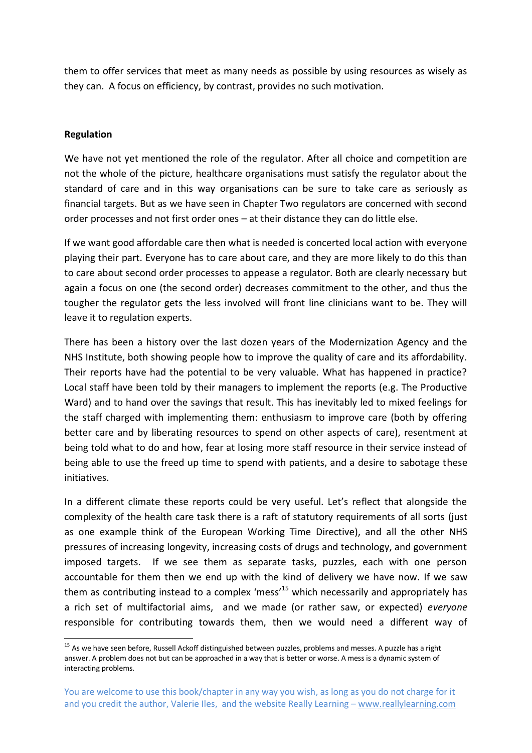them to offer services that meet as many needs as possible by using resources as wisely as they can. A focus on efficiency, by contrast, provides no such motivation.

**Regulation**

We have not yet mentioned the role of the regulator. After all choice and competition are not the whole of the picture, healthcare organisations must satisfy the regulator about the standard of care and in this way organisations can be sure to take care as seriously as financial targets. But as we have seen in Chapter Two regulators are concerned with second order processes and not first order ones – at their distance they can do little else.

If we want good affordable care then what is needed is concerted local action with everyone playing their part. Everyone has to care about care, and they are more likely to do this than to care about second order processes to appease a regulator. Both are clearly necessary but again a focus on one (the second order) decreases commitment to the other, and thus the tougher the regulator gets the less involved will front line clinicians want to be. They will leave it to regulation experts.

There has been a history over the last dozen years of the Modernization Agency and the NHS Institute, both showing people how to improve the quality of care and its affordability. Their reports have had the potential to be very valuable. What has happened in practice? Local staff have been told by their managers to implement the reports (e.g. The Productive Ward) and to hand over the savings that result. This has inevitably led to mixed feelings for the staff charged with implementing them: enthusiasm to improve care (both by offering better care and by liberating resources to spend on other aspects of care), resentment at being told what to do and how, fear at losing more staff resource in their service instead of being able to use the freed up time to spend with patients, and a desire to sabotage these initiatives.

In a different climate these reports could be very useful. Let's reflect that alongside the complexity of the health care task there is a raft of statutory requirements of all sorts (just as one example think of the European Working Time Directive), and all the other NHS pressures of increasing longevity, increasing costs of drugs and technology, and government imposed targets. If we see them as separate tasks, puzzles, each with one person accountable for them then we end up with the kind of delivery we have now. If we saw them as contributing instead to a complex 'mess'[15] which necessarily and appropriately has a rich set of multifactorial aims, and we made (or rather saw, or expected) *everyone* responsible for contributing towards them, then we would need a different way of

---

[15] As we have seen before, Russell Ackoff distinguished between puzzles, problems and messes. A puzzle has a right answer. A problem does not but can be approached in a way that is better or worse. A mess is a dynamic system of interacting problems.

You are welcome to use this book/chapter in any way you wish, as long as you do not charge for it and you credit the author, Valerie Iles, and the website Really Learning – www.reallylearning.com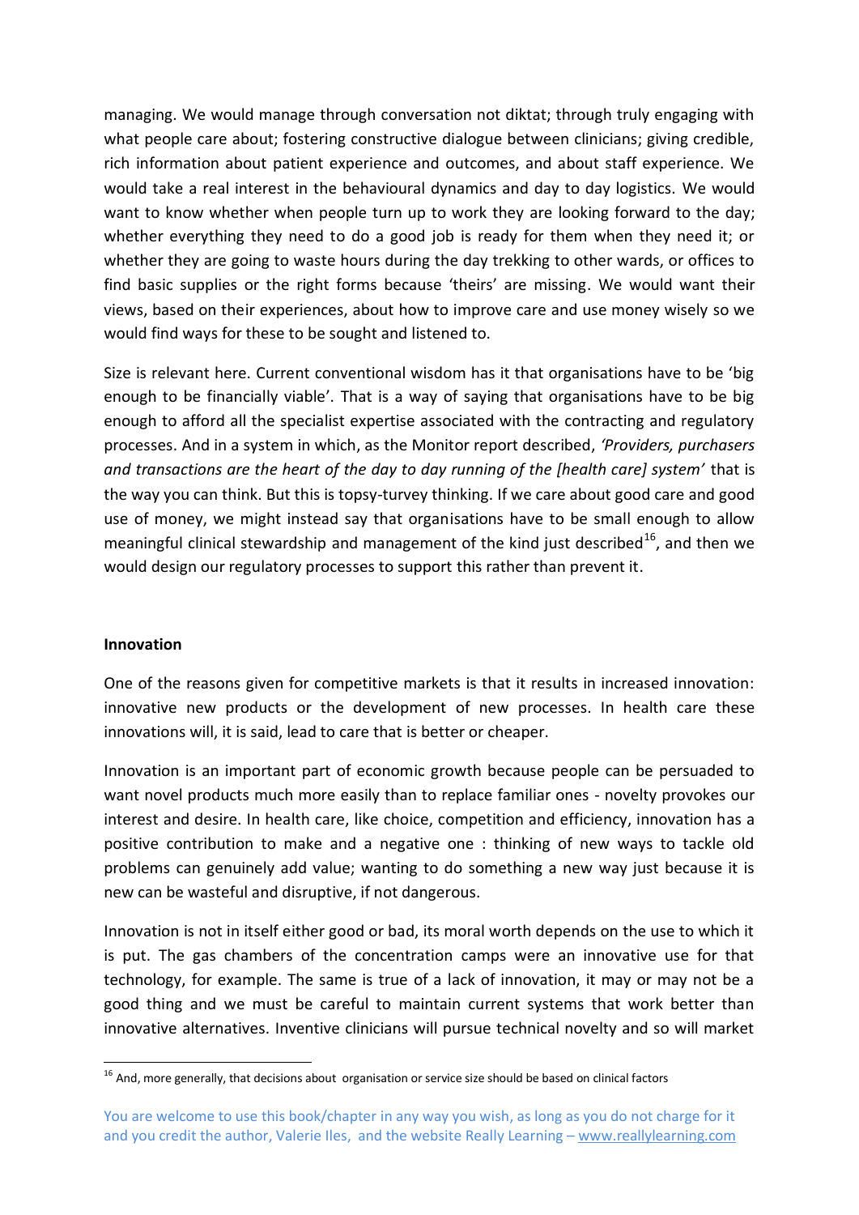managing. We would manage through conversation not diktat; through truly engaging with what people care about; fostering constructive dialogue between clinicians; giving credible, rich information about patient experience and outcomes, and about staff experience. We would take a real interest in the behavioural dynamics and day to day logistics. We would want to know whether when people turn up to work they are looking forward to the day; whether everything they need to do a good job is ready for them when they need it; or whether they are going to waste hours during the day trekking to other wards, or offices to find basic supplies or the right forms because 'theirs' are missing. We would want their views, based on their experiences, about how to improve care and use money wisely so we would find ways for these to be sought and listened to.

Size is relevant here. Current conventional wisdom has it that organisations have to be 'big enough to be financially viable'. That is a way of saying that organisations have to be big enough to afford all the specialist expertise associated with the contracting and regulatory processes. And in a system in which, as the Monitor report described, *'Providers, purchasers and transactions are the heart of the day to day running of the [health care] system'* that is the way you can think. But this is topsy-turvey thinking. If we care about good care and good use of money, we might instead say that organisations have to be small enough to allow meaningful clinical stewardship and management of the kind just described[16], and then we would design our regulatory processes to support this rather than prevent it.

**Innovation**

One of the reasons given for competitive markets is that it results in increased innovation: innovative new products or the development of new processes. In health care these innovations will, it is said, lead to care that is better or cheaper.

Innovation is an important part of economic growth because people can be persuaded to want novel products much more easily than to replace familiar ones - novelty provokes our interest and desire. In health care, like choice, competition and efficiency, innovation has a positive contribution to make and a negative one : thinking of new ways to tackle old problems can genuinely add value; wanting to do something a new way just because it is new can be wasteful and disruptive, if not dangerous.

Innovation is not in itself either good or bad, its moral worth depends on the use to which it is put. The gas chambers of the concentration camps were an innovative use for that technology, for example. The same is true of a lack of innovation, it may or may not be a good thing and we must be careful to maintain current systems that work better than innovative alternatives. Inventive clinicians will pursue technical novelty and so will market

[16] And, more generally, that decisions about organisation or service size should be based on clinical factors

You are welcome to use this book/chapter in any way you wish, as long as you do not charge for it and you credit the author, Valerie Iles, and the website Really Learning – www.reallylearning.com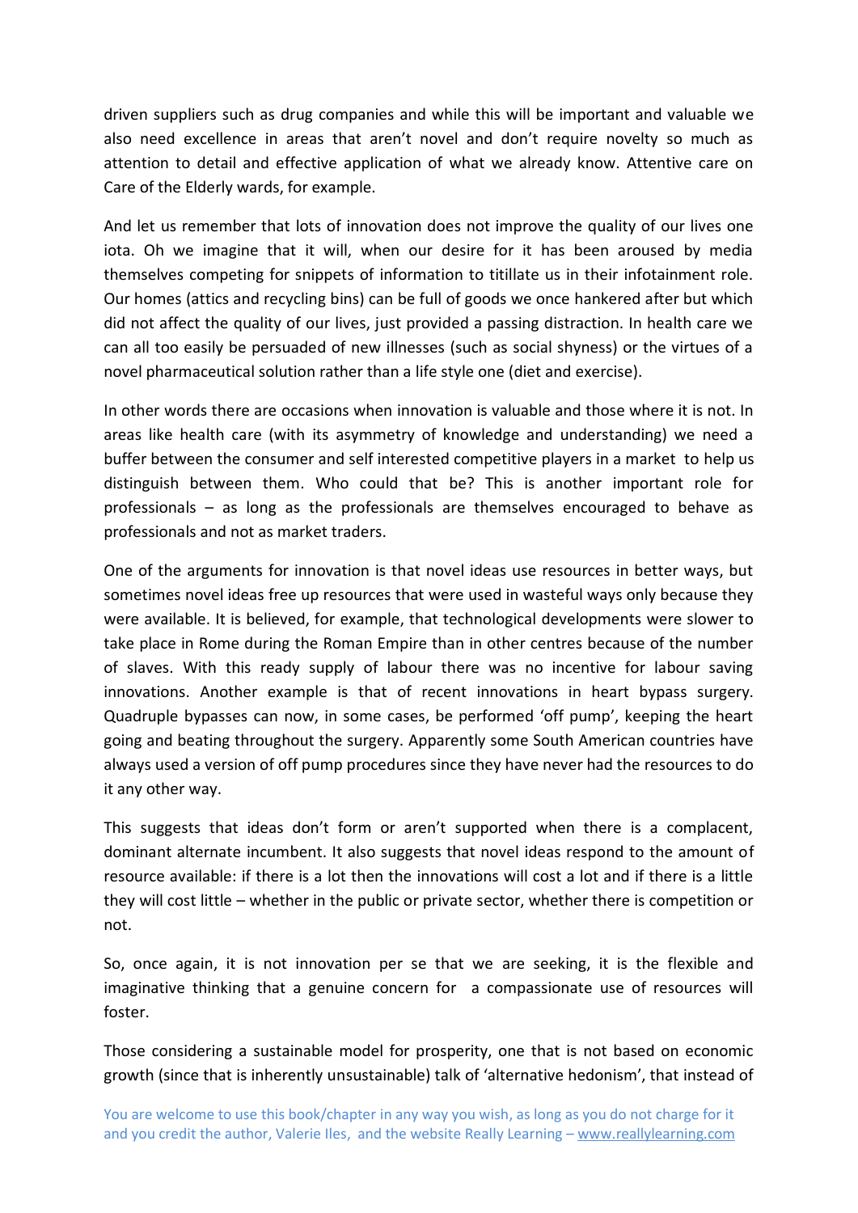driven suppliers such as drug companies and while this will be important and valuable we also need excellence in areas that aren't novel and don't require novelty so much as attention to detail and effective application of what we already know. Attentive care on Care of the Elderly wards, for example.

And let us remember that lots of innovation does not improve the quality of our lives one iota. Oh we imagine that it will, when our desire for it has been aroused by media themselves competing for snippets of information to titillate us in their infotainment role. Our homes (attics and recycling bins) can be full of goods we once hankered after but which did not affect the quality of our lives, just provided a passing distraction. In health care we can all too easily be persuaded of new illnesses (such as social shyness) or the virtues of a novel pharmaceutical solution rather than a life style one (diet and exercise).

In other words there are occasions when innovation is valuable and those where it is not. In areas like health care (with its asymmetry of knowledge and understanding) we need a buffer between the consumer and self interested competitive players in a market to help us distinguish between them. Who could that be? This is another important role for professionals – as long as the professionals are themselves encouraged to behave as professionals and not as market traders.

One of the arguments for innovation is that novel ideas use resources in better ways, but sometimes novel ideas free up resources that were used in wasteful ways only because they were available. It is believed, for example, that technological developments were slower to take place in Rome during the Roman Empire than in other centres because of the number of slaves. With this ready supply of labour there was no incentive for labour saving innovations. Another example is that of recent innovations in heart bypass surgery. Quadruple bypasses can now, in some cases, be performed 'off pump', keeping the heart going and beating throughout the surgery. Apparently some South American countries have always used a version of off pump procedures since they have never had the resources to do it any other way.

This suggests that ideas don't form or aren't supported when there is a complacent, dominant alternate incumbent. It also suggests that novel ideas respond to the amount of resource available: if there is a lot then the innovations will cost a lot and if there is a little they will cost little – whether in the public or private sector, whether there is competition or not.

So, once again, it is not innovation per se that we are seeking, it is the flexible and imaginative thinking that a genuine concern for a compassionate use of resources will foster.

Those considering a sustainable model for prosperity, one that is not based on economic growth (since that is inherently unsustainable) talk of 'alternative hedonism', that instead of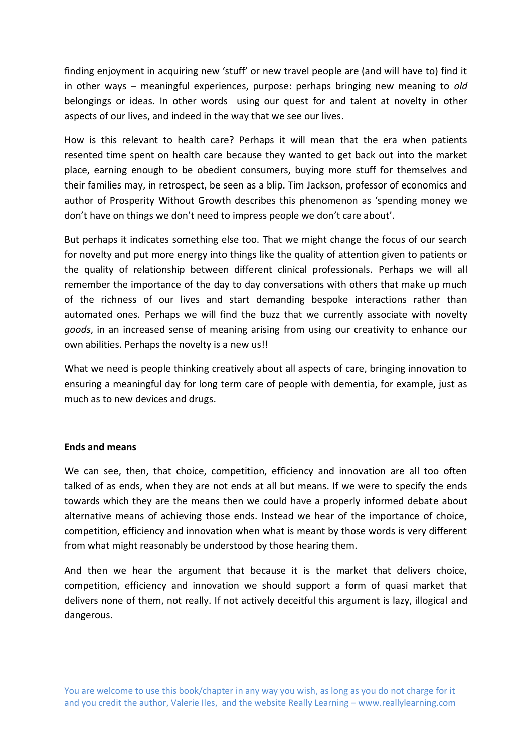finding enjoyment in acquiring new 'stuff' or new travel people are (and will have to) find it in other ways – meaningful experiences, purpose: perhaps bringing new meaning to *old* belongings or ideas. In other words using our quest for and talent at novelty in other aspects of our lives, and indeed in the way that we see our lives.

How is this relevant to health care? Perhaps it will mean that the era when patients resented time spent on health care because they wanted to get back out into the market place, earning enough to be obedient consumers, buying more stuff for themselves and their families may, in retrospect, be seen as a blip. Tim Jackson, professor of economics and author of Prosperity Without Growth describes this phenomenon as 'spending money we don't have on things we don't need to impress people we don't care about'.

But perhaps it indicates something else too. That we might change the focus of our search for novelty and put more energy into things like the quality of attention given to patients or the quality of relationship between different clinical professionals. Perhaps we will all remember the importance of the day to day conversations with others that make up much of the richness of our lives and start demanding bespoke interactions rather than automated ones. Perhaps we will find the buzz that we currently associate with novelty *goods*, in an increased sense of meaning arising from using our creativity to enhance our own abilities. Perhaps the novelty is a new us!!

What we need is people thinking creatively about all aspects of care, bringing innovation to ensuring a meaningful day for long term care of people with dementia, for example, just as much as to new devices and drugs.

**Ends and means**

We can see, then, that choice, competition, efficiency and innovation are all too often talked of as ends, when they are not ends at all but means. If we were to specify the ends towards which they are the means then we could have a properly informed debate about alternative means of achieving those ends. Instead we hear of the importance of choice, competition, efficiency and innovation when what is meant by those words is very different from what might reasonably be understood by those hearing them.

And then we hear the argument that because it is the market that delivers choice, competition, efficiency and innovation we should support a form of quasi market that delivers none of them, not really. If not actively deceitful this argument is lazy, illogical and dangerous.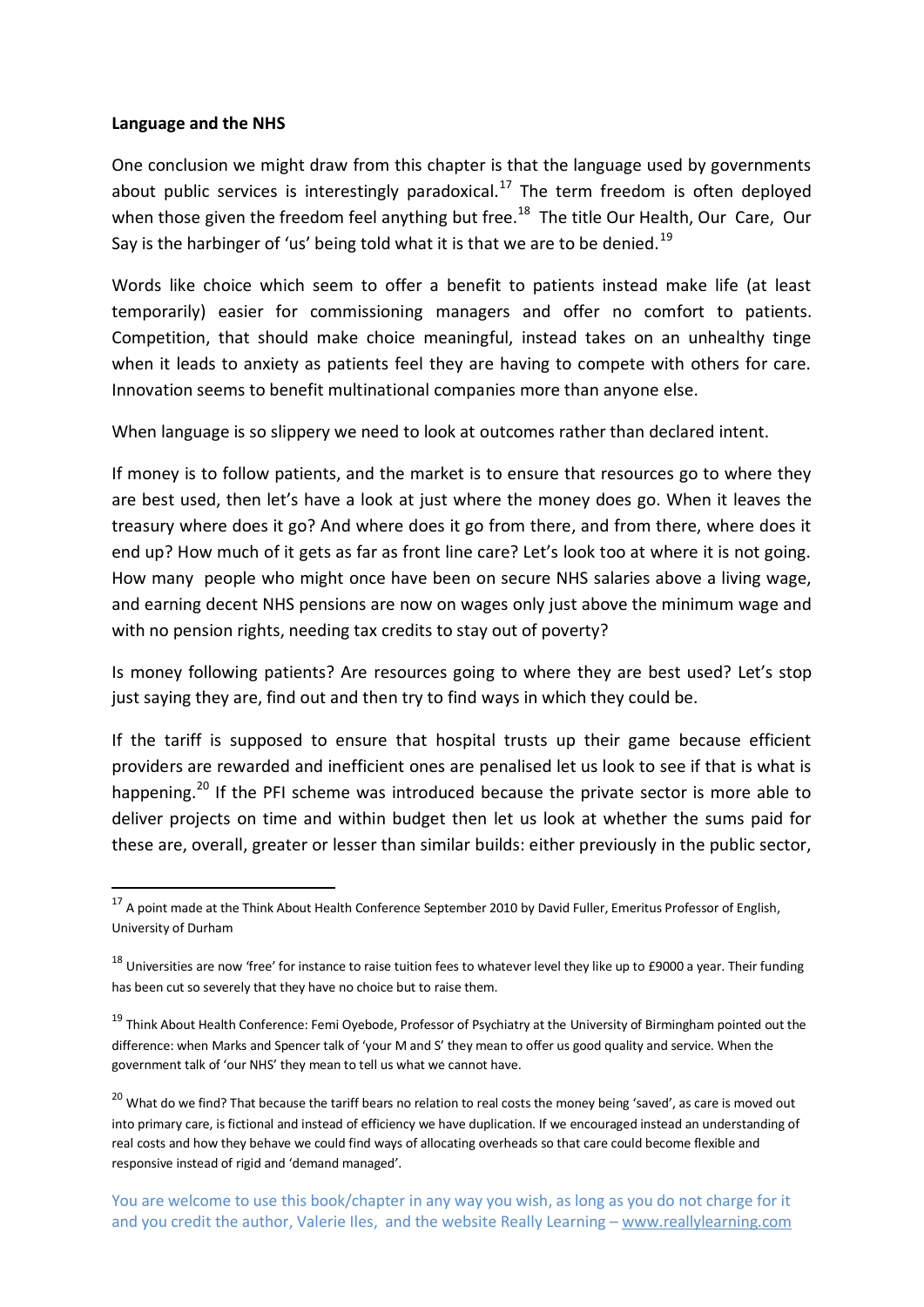**Language and the NHS**

One conclusion we might draw from this chapter is that the language used by governments about public services is interestingly paradoxical.[17] The term freedom is often deployed when those given the freedom feel anything but free.[18] The title Our Health, Our Care, Our Say is the harbinger of 'us' being told what it is that we are to be denied.[19]

Words like choice which seem to offer a benefit to patients instead make life (at least temporarily) easier for commissioning managers and offer no comfort to patients. Competition, that should make choice meaningful, instead takes on an unhealthy tinge when it leads to anxiety as patients feel they are having to compete with others for care. Innovation seems to benefit multinational companies more than anyone else.

When language is so slippery we need to look at outcomes rather than declared intent.

If money is to follow patients, and the market is to ensure that resources go to where they are best used, then let's have a look at just where the money does go. When it leaves the treasury where does it go? And where does it go from there, and from there, where does it end up? How much of it gets as far as front line care? Let's look too at where it is not going. How many people who might once have been on secure NHS salaries above a living wage, and earning decent NHS pensions are now on wages only just above the minimum wage and with no pension rights, needing tax credits to stay out of poverty?

Is money following patients? Are resources going to where they are best used? Let's stop just saying they are, find out and then try to find ways in which they could be.

If the tariff is supposed to ensure that hospital trusts up their game because efficient providers are rewarded and inefficient ones are penalised let us look to see if that is what is happening.[20] If the PFI scheme was introduced because the private sector is more able to deliver projects on time and within budget then let us look at whether the sums paid for these are, overall, greater or lesser than similar builds: either previously in the public sector,

---

[17] A point made at the Think About Health Conference September 2010 by David Fuller, Emeritus Professor of English, University of Durham

[18] Universities are now 'free' for instance to raise tuition fees to whatever level they like up to £9000 a year. Their funding has been cut so severely that they have no choice but to raise them.

[19] Think About Health Conference: Femi Oyebode, Professor of Psychiatry at the University of Birmingham pointed out the difference: when Marks and Spencer talk of 'your M and S' they mean to offer us good quality and service. When the government talk of 'our NHS' they mean to tell us what we cannot have.

[20] What do we find? That because the tariff bears no relation to real costs the money being 'saved', as care is moved out into primary care, is fictional and instead of efficiency we have duplication. If we encouraged instead an understanding of real costs and how they behave we could find ways of allocating overheads so that care could become flexible and responsive instead of rigid and 'demand managed'.

You are welcome to use this book/chapter in any way you wish, as long as you do not charge for it and you credit the author, Valerie Iles, and the website Really Learning – www.reallylearning.com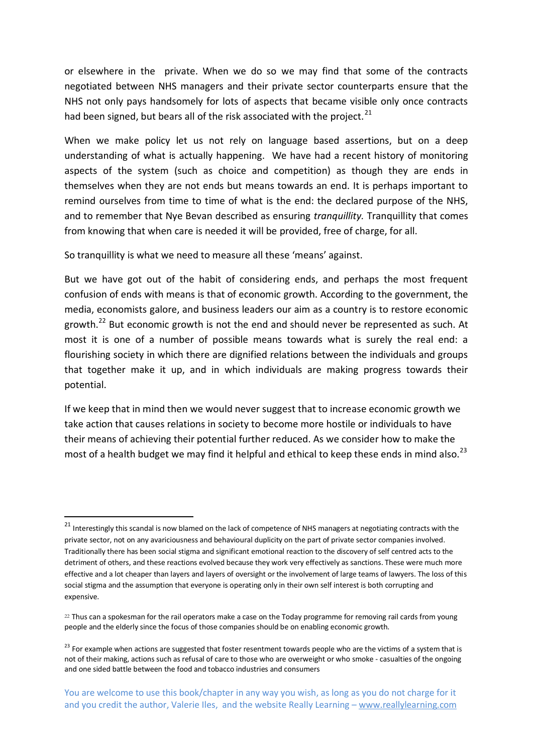or elsewhere in the  private. When we do so we may find that some of the contracts negotiated between NHS managers and their private sector counterparts ensure that the NHS not only pays handsomely for lots of aspects that became visible only once contracts had been signed, but bears all of the risk associated with the project.[21]

When we make policy let us not rely on language based assertions, but on a deep understanding of what is actually happening.  We have had a recent history of monitoring aspects of the system (such as choice and competition) as though they are ends in themselves when they are not ends but means towards an end. It is perhaps important to remind ourselves from time to time of what is the end: the declared purpose of the NHS, and to remember that Nye Bevan described as ensuring *tranquillity.* Tranquillity that comes from knowing that when care is needed it will be provided, free of charge, for all.

So tranquillity is what we need to measure all these 'means' against.

But we have got out of the habit of considering ends, and perhaps the most frequent confusion of ends with means is that of economic growth. According to the government, the media, economists galore, and business leaders our aim as a country is to restore economic growth.[22] But economic growth is not the end and should never be represented as such. At most it is one of a number of possible means towards what is surely the real end: a flourishing society in which there are dignified relations between the individuals and groups that together make it up, and in which individuals are making progress towards their potential.

If we keep that in mind then we would never suggest that to increase economic growth we take action that causes relations in society to become more hostile or individuals to have their means of achieving their potential further reduced. As we consider how to make the most of a health budget we may find it helpful and ethical to keep these ends in mind also.[23]

---

[21] Interestingly this scandal is now blamed on the lack of competence of NHS managers at negotiating contracts with the private sector, not on any avariciousness and behavioural duplicity on the part of private sector companies involved. Traditionally there has been social stigma and significant emotional reaction to the discovery of self centred acts to the detriment of others, and these reactions evolved because they work very effectively as sanctions. These were much more effective and a lot cheaper than layers and layers of oversight or the involvement of large teams of lawyers. The loss of this social stigma and the assumption that everyone is operating only in their own self interest is both corrupting and expensive.

[22] Thus can a spokesman for the rail operators make a case on the Today programme for removing rail cards from young people and the elderly since the focus of those companies should be on enabling economic growth.

[23] For example when actions are suggested that foster resentment towards people who are the victims of a system that is not of their making, actions such as refusal of care to those who are overweight or who smoke - casualties of the ongoing and one sided battle between the food and tobacco industries and consumers

You are welcome to use this book/chapter in any way you wish, as long as you do not charge for it and you credit the author, Valerie Iles, and the website Really Learning – www.reallylearning.com